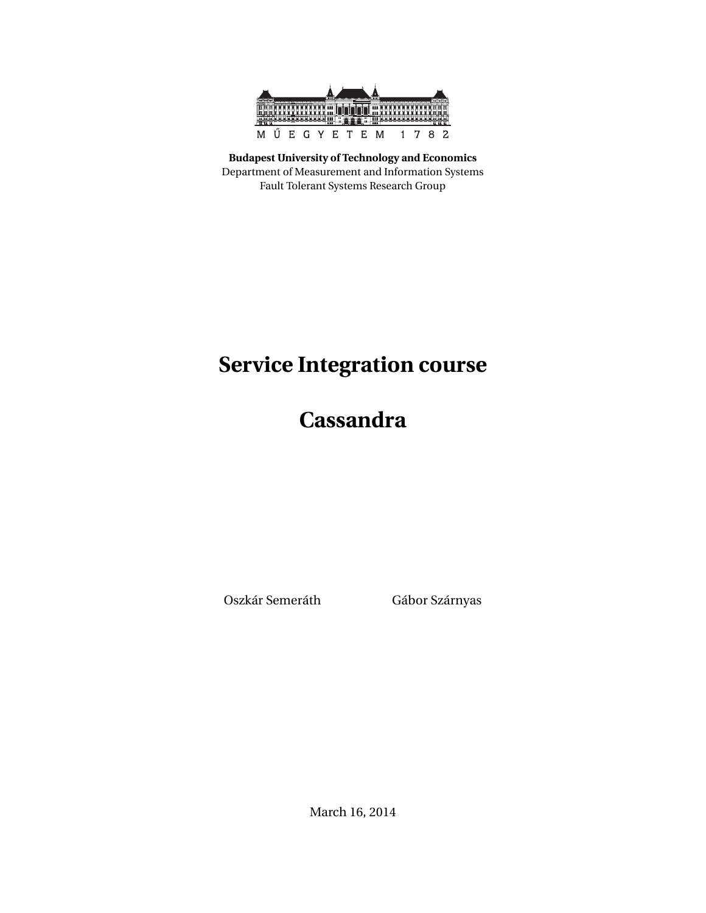MŰEGYETEM 1782

**Budapest University of Technology and Economics**
Department of Measurement and Information Systems
Fault Tolerant Systems Research Group

# Service Integration course

# Cassandra

Oszkár Semeráth  Gábor Szárnyas

March 16, 2014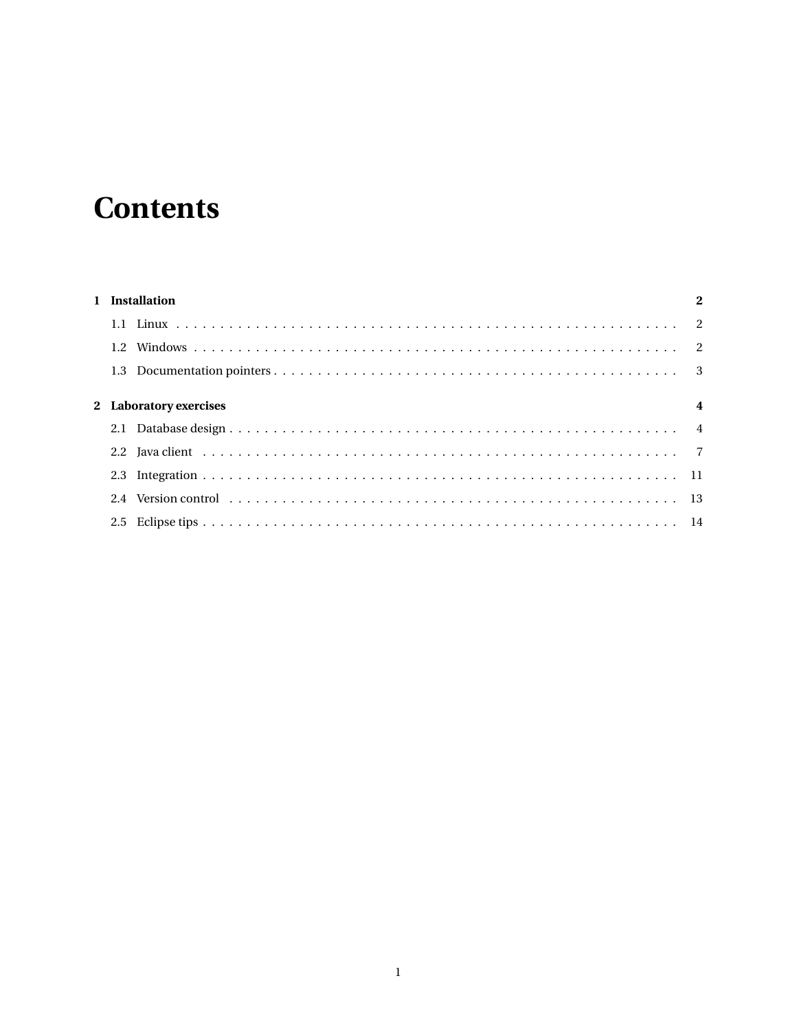# Contents

**1 Installation** **2**

- 1.1 Linux . . . . . . . . . . 2
- 1.2 Windows . . . . . . . . . . 2
- 1.3 Documentation pointers . . . . . . . . . . 3

**2 Laboratory exercises** **4**

- 2.1 Database design . . . . . . . . . . 4
- 2.2 Java client . . . . . . . . . . 7
- 2.3 Integration . . . . . . . . . . 11
- 2.4 Version control . . . . . . . . . . 13
- 2.5 Eclipse tips . . . . . . . . . . 14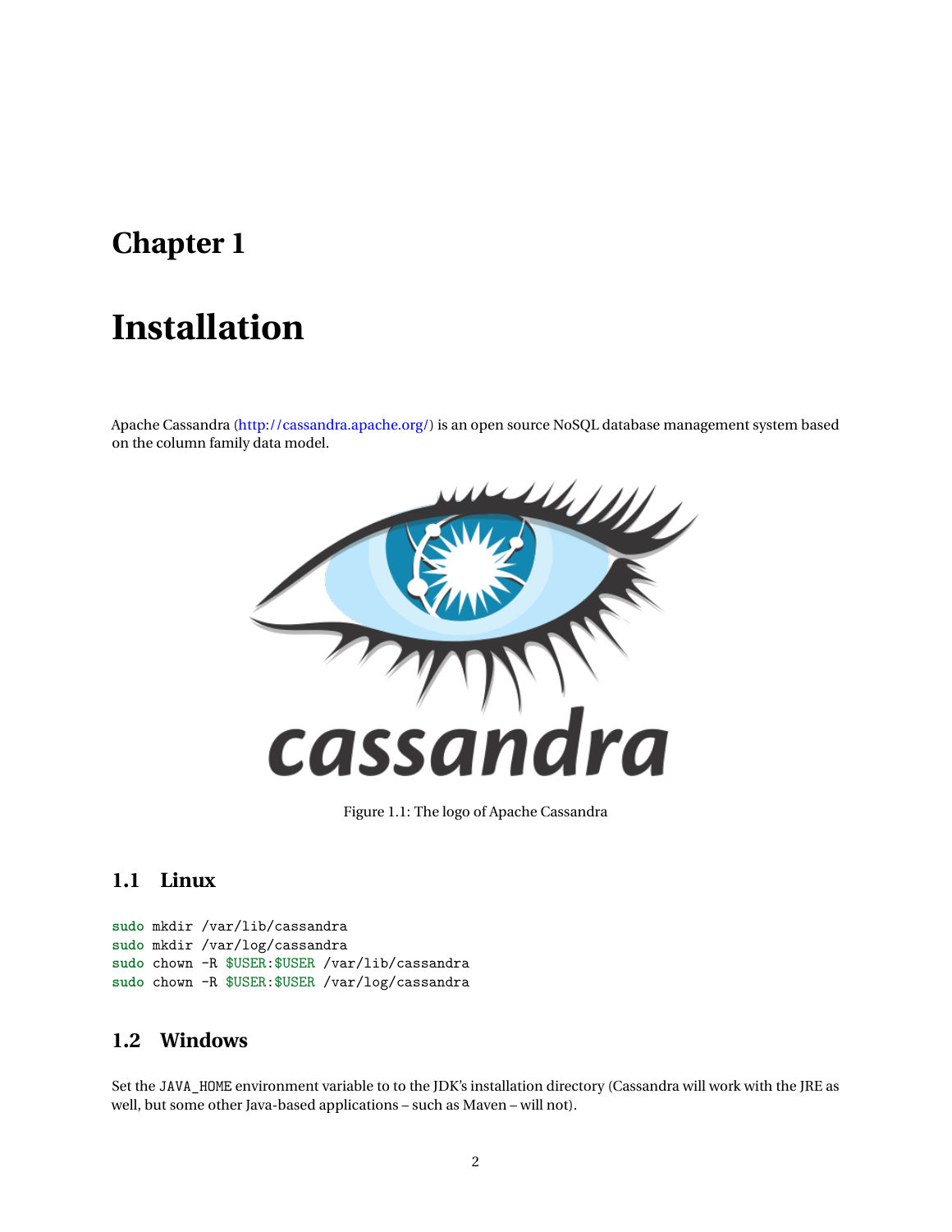# Chapter 1

# Installation

Apache Cassandra (http://cassandra.apache.org/) is an open source NoSQL database management system based on the column family data model.

Figure 1.1: The logo of Apache Cassandra

## 1.1 Linux

```
sudo mkdir /var/lib/cassandra
sudo mkdir /var/log/cassandra
sudo chown -R $USER:$USER /var/lib/cassandra
sudo chown -R $USER:$USER /var/log/cassandra
```

## 1.2 Windows

Set the `JAVA_HOME` environment variable to to the JDK's installation directory (Cassandra will work with the JRE as well, but some other Java-based applications – such as Maven – will not).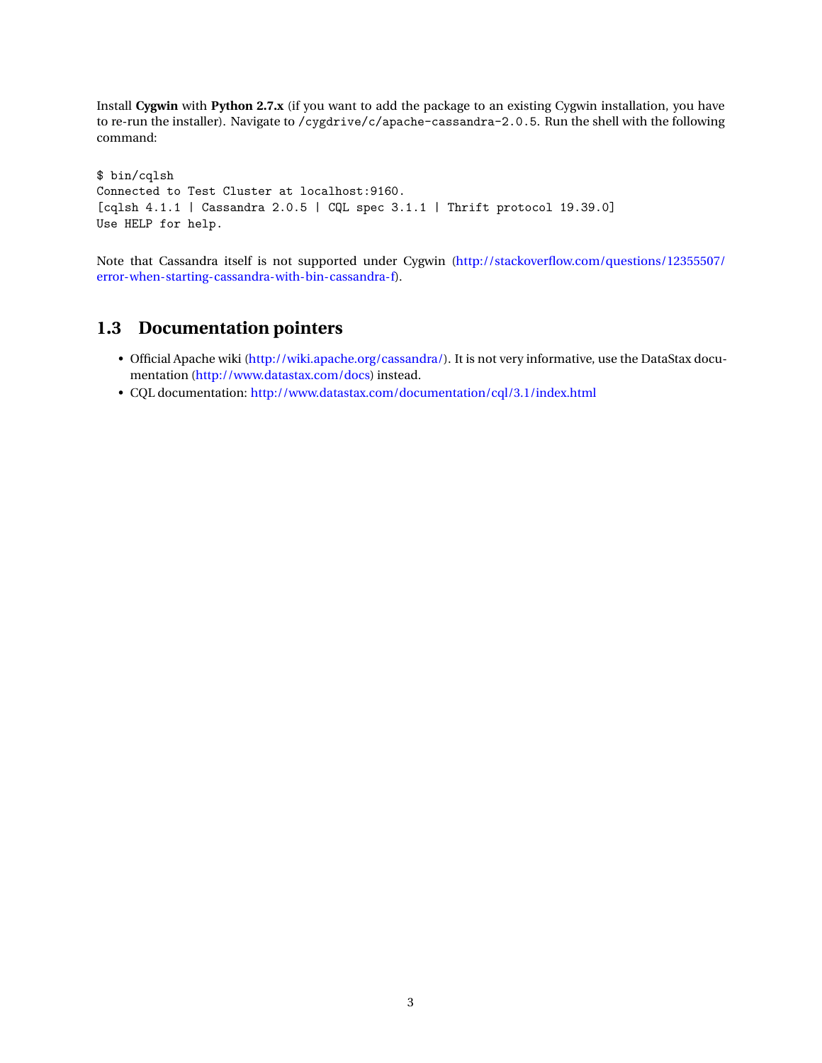Install **Cygwin** with **Python 2.7.x** (if you want to add the package to an existing Cygwin installation, you have to re-run the installer). Navigate to `/cygdrive/c/apache-cassandra-2.0.5`. Run the shell with the following command:

```
$ bin/cqlsh
Connected to Test Cluster at localhost:9160.
[cqlsh 4.1.1 | Cassandra 2.0.5 | CQL spec 3.1.1 | Thrift protocol 19.39.0]
Use HELP for help.
```

Note that Cassandra itself is not supported under Cygwin (http://stackoverflow.com/questions/12355507/error-when-starting-cassandra-with-bin-cassandra-f).

## 1.3 Documentation pointers

- Official Apache wiki (http://wiki.apache.org/cassandra/). It is not very informative, use the DataStax documentation (http://www.datastax.com/docs) instead.
- CQL documentation: http://www.datastax.com/documentation/cql/3.1/index.html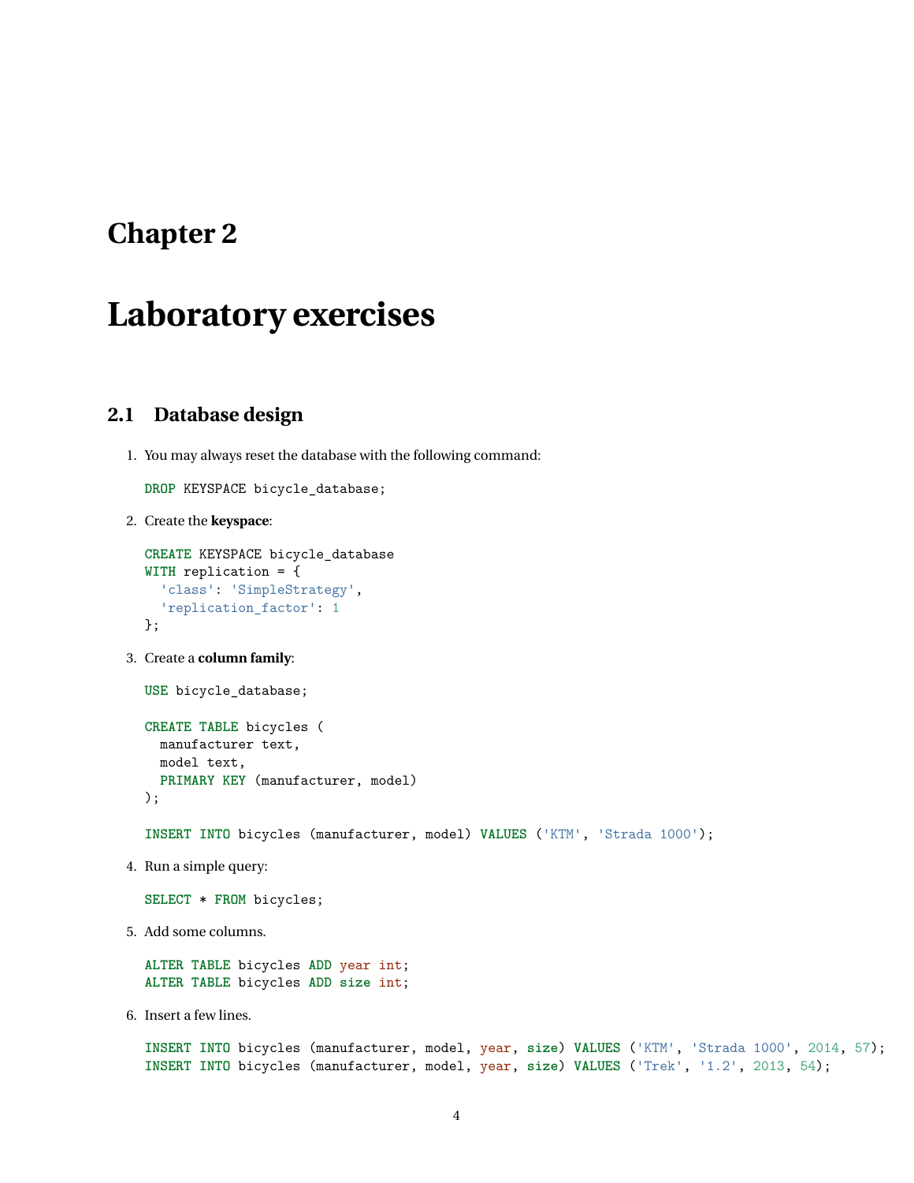# Chapter 2

# Laboratory exercises

## 2.1 Database design

1. You may always reset the database with the following command:

```
DROP KEYSPACE bicycle_database;
```

2. Create the **keyspace**:

```
CREATE KEYSPACE bicycle_database
WITH replication = {
  'class': 'SimpleStrategy',
  'replication_factor': 1
};
```

3. Create a **column family**:

```
USE bicycle_database;

CREATE TABLE bicycles (
  manufacturer text,
  model text,
  PRIMARY KEY (manufacturer, model)
);

INSERT INTO bicycles (manufacturer, model) VALUES ('KTM', 'Strada 1000');
```

4. Run a simple query:

```
SELECT * FROM bicycles;
```

5. Add some columns.

```
ALTER TABLE bicycles ADD year int;
ALTER TABLE bicycles ADD size int;
```

6. Insert a few lines.

```
INSERT INTO bicycles (manufacturer, model, year, size) VALUES ('KTM', 'Strada 1000', 2014, 57);
INSERT INTO bicycles (manufacturer, model, year, size) VALUES ('Trek', '1.2', 2013, 54);
```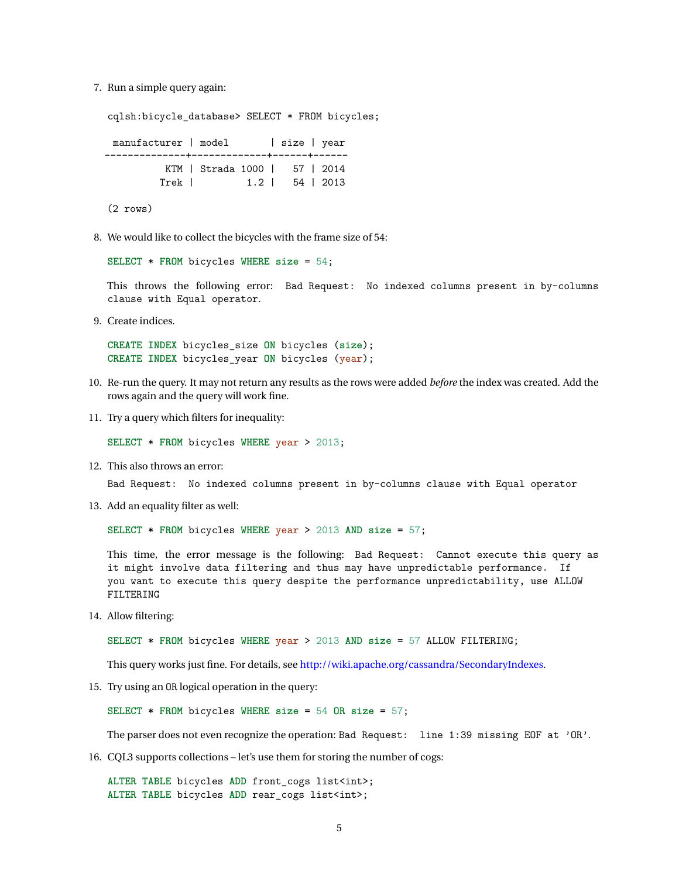7. Run a simple query again:

```
cqlsh:bicycle_database> SELECT * FROM bicycles;

 manufacturer | model       | size | year
--------------+-------------+------+------
          KTM | Strada 1000 |   57 | 2014
         Trek |         1.2 |   54 | 2013

(2 rows)
```

8. We would like to collect the bicycles with the frame size of 54:

```
SELECT * FROM bicycles WHERE size = 54;
```

   This throws the following error: `Bad Request: No indexed columns present in by-columns clause with Equal operator.`

9. Create indices.

```
CREATE INDEX bicycles_size ON bicycles (size);
CREATE INDEX bicycles_year ON bicycles (year);
```

10. Re-run the query. It may not return any results as the rows were added *before* the index was created. Add the rows again and the query will work fine.

11. Try a query which filters for inequality:

```
SELECT * FROM bicycles WHERE year > 2013;
```

12. This also throws an error:

   `Bad Request: No indexed columns present in by-columns clause with Equal operator`

13. Add an equality filter as well:

```
SELECT * FROM bicycles WHERE year > 2013 AND size = 57;
```

   This time, the error message is the following: `Bad Request: Cannot execute this query as it might involve data filtering and thus may have unpredictable performance. If you want to execute this query despite the performance unpredictability, use ALLOW FILTERING`

14. Allow filtering:

```
SELECT * FROM bicycles WHERE year > 2013 AND size = 57 ALLOW FILTERING;
```

   This query works just fine. For details, see http://wiki.apache.org/cassandra/SecondaryIndexes.

15. Try using an `OR` logical operation in the query:

```
SELECT * FROM bicycles WHERE size = 54 OR size = 57;
```

   The parser does not even recognize the operation: `Bad Request: line 1:39 missing EOF at 'OR'`.

16. CQL3 supports collections – let's use them for storing the number of cogs:

```
ALTER TABLE bicycles ADD front_cogs list<int>;
ALTER TABLE bicycles ADD rear_cogs list<int>;
```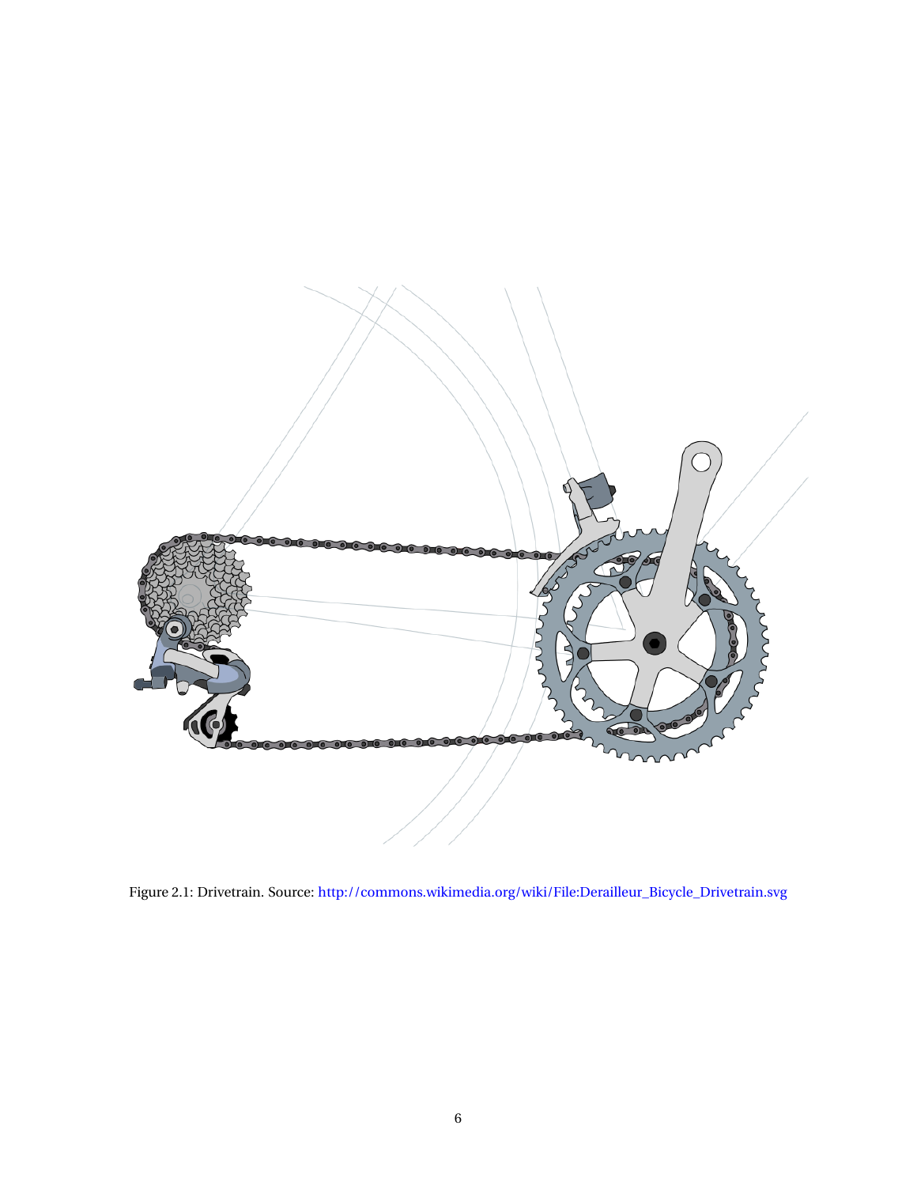Figure 2.1: Drivetrain. Source: http://commons.wikimedia.org/wiki/File:Derailleur_Bicycle_Drivetrain.svg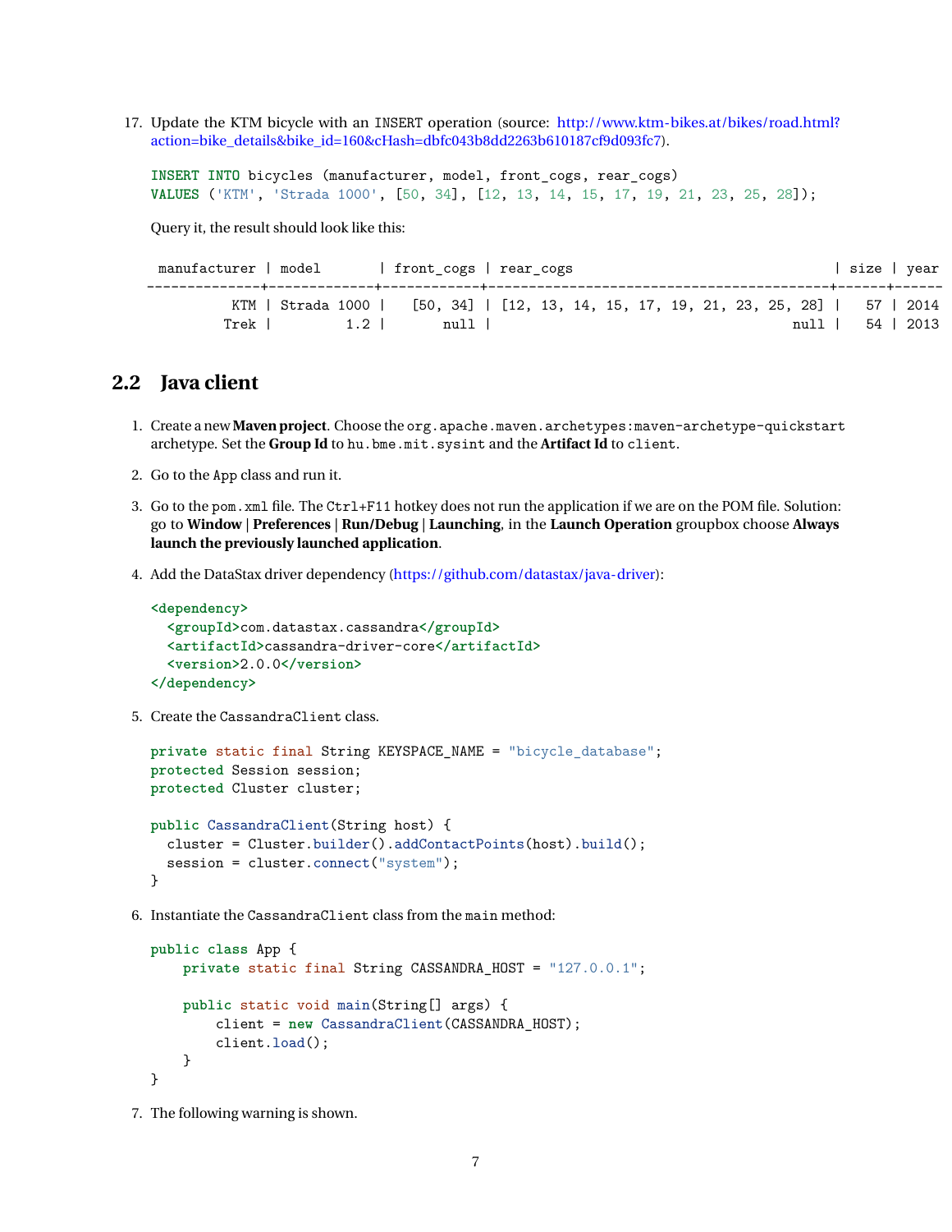17. Update the KTM bicycle with an INSERT operation (source: http://www.ktm-bikes.at/bikes/road.html?action=bike_details&bike_id=160&cHash=dbfc043b8dd2263b610187cf9d093fc7).

    ```
    INSERT INTO bicycles (manufacturer, model, front_cogs, rear_cogs)
    VALUES ('KTM', 'Strada 1000', [50, 34], [12, 13, 14, 15, 17, 19, 21, 23, 25, 28]);
    ```

    Query it, the result should look like this:

    ```
     manufacturer | model       | front_cogs | rear_cogs                                | size | year
    --------------+-------------+------------+------------------------------------------+------+------
              KTM | Strada 1000 |   [50, 34] | [12, 13, 14, 15, 17, 19, 21, 23, 25, 28] |   57 | 2014
             Trek |         1.2 |       null |                                     null |   54 | 2013
    ```

## 2.2 Java client

1. Create a new **Maven project**. Choose the `org.apache.maven.archetypes:maven-archetype-quickstart` archetype. Set the **Group Id** to `hu.bme.mit.sysint` and the **Artifact Id** to `client`.

2. Go to the `App` class and run it.

3. Go to the `pom.xml` file. The `Ctrl+F11` hotkey does not run the application if we are on the POM file. Solution: go to **Window | Preferences | Run/Debug | Launching**, in the **Launch Operation** groupbox choose **Always launch the previously launched application**.

4. Add the DataStax driver dependency (https://github.com/datastax/java-driver):

    ```
    <dependency>
      <groupId>com.datastax.cassandra</groupId>
      <artifactId>cassandra-driver-core</artifactId>
      <version>2.0.0</version>
    </dependency>
    ```

5. Create the `CassandraClient` class.

    ```
    private static final String KEYSPACE_NAME = "bicycle_database";
    protected Session session;
    protected Cluster cluster;

    public CassandraClient(String host) {
      cluster = Cluster.builder().addContactPoints(host).build();
      session = cluster.connect("system");
    }
    ```

6. Instantiate the `CassandraClient` class from the `main` method:

    ```
    public class App {
        private static final String CASSANDRA_HOST = "127.0.0.1";

        public static void main(String[] args) {
            client = new CassandraClient(CASSANDRA_HOST);
            client.load();
        }
    }
    ```

7. The following warning is shown.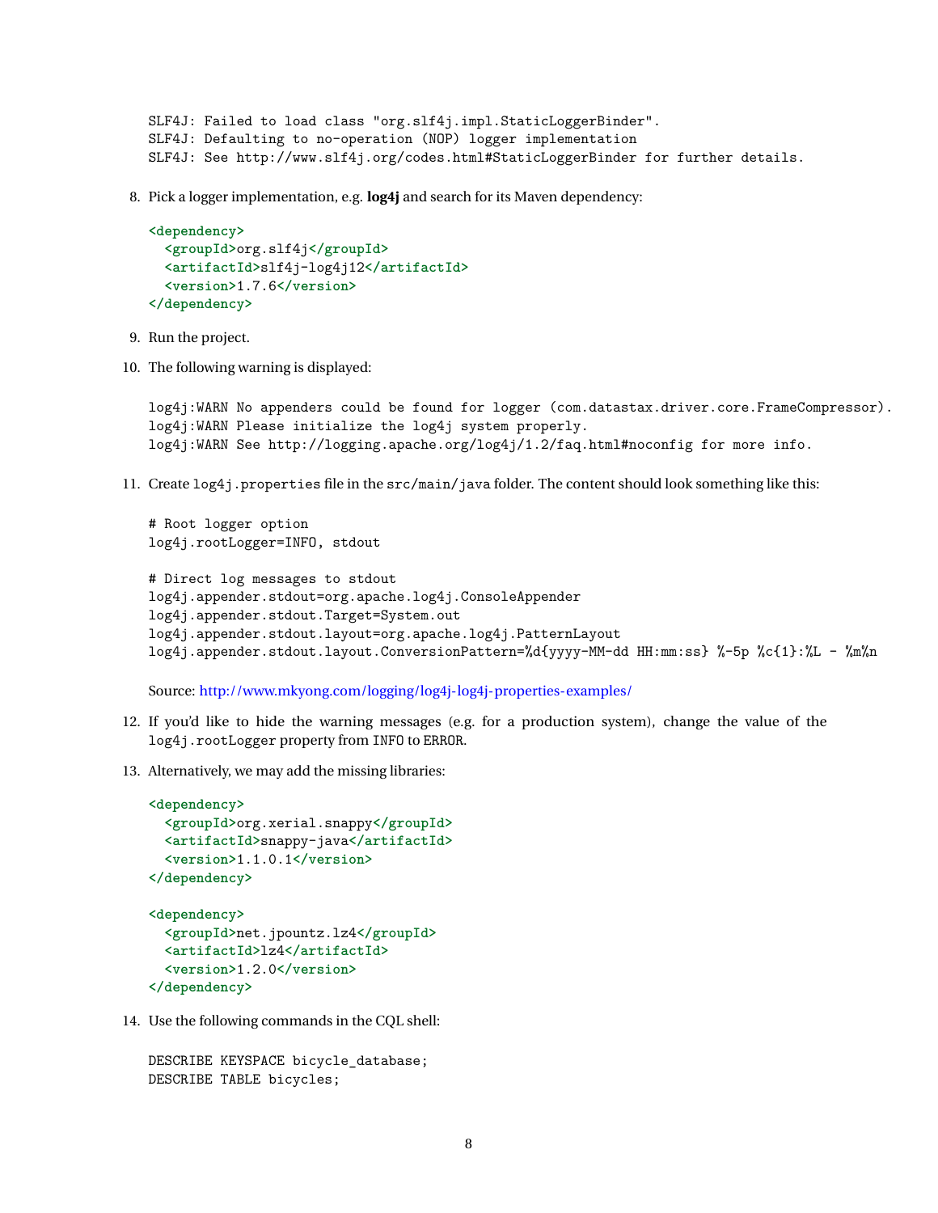```
SLF4J: Failed to load class "org.slf4j.impl.StaticLoggerBinder".
SLF4J: Defaulting to no-operation (NOP) logger implementation
SLF4J: See http://www.slf4j.org/codes.html#StaticLoggerBinder for further details.
```

8. Pick a logger implementation, e.g. **log4j** and search for its Maven dependency:

```
<dependency>
  <groupId>org.slf4j</groupId>
  <artifactId>slf4j-log4j12</artifactId>
  <version>1.7.6</version>
</dependency>
```

9. Run the project.

10. The following warning is displayed:

```
log4j:WARN No appenders could be found for logger (com.datastax.driver.core.FrameCompressor).
log4j:WARN Please initialize the log4j system properly.
log4j:WARN See http://logging.apache.org/log4j/1.2/faq.html#noconfig for more info.
```

11. Create `log4j.properties` file in the `src/main/java` folder. The content should look something like this:

```
# Root logger option
log4j.rootLogger=INFO, stdout

# Direct log messages to stdout
log4j.appender.stdout=org.apache.log4j.ConsoleAppender
log4j.appender.stdout.Target=System.out
log4j.appender.stdout.layout=org.apache.log4j.PatternLayout
log4j.appender.stdout.layout.ConversionPattern=%d{yyyy-MM-dd HH:mm:ss} %-5p %c{1}:%L - %m%n
```

Source: http://www.mkyong.com/logging/log4j-log4j-properties-examples/

12. If you'd like to hide the warning messages (e.g. for a production system), change the value of the `log4j.rootLogger` property from `INFO` to `ERROR`.

13. Alternatively, we may add the missing libraries:

```
<dependency>
  <groupId>org.xerial.snappy</groupId>
  <artifactId>snappy-java</artifactId>
  <version>1.1.0.1</version>
</dependency>

<dependency>
  <groupId>net.jpountz.lz4</groupId>
  <artifactId>lz4</artifactId>
  <version>1.2.0</version>
</dependency>
```

14. Use the following commands in the CQL shell:

```
DESCRIBE KEYSPACE bicycle_database;
DESCRIBE TABLE bicycles;
```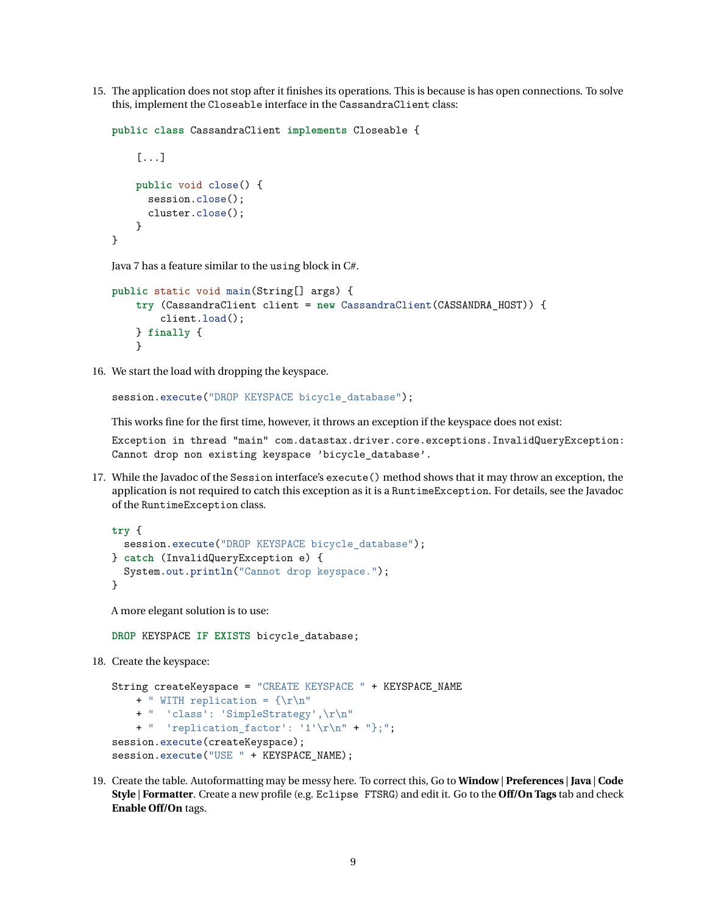15. The application does not stop after it finishes its operations. This is because is has open connections. To solve this, implement the `Closeable` interface in the `CassandraClient` class:

    ```
    public class CassandraClient implements Closeable {

        [...]

        public void close() {
          session.close();
          cluster.close();
        }
    }
    ```

    Java 7 has a feature similar to the `using` block in C#.

    ```
    public static void main(String[] args) {
        try (CassandraClient client = new CassandraClient(CASSANDRA_HOST)) {
            client.load();
        } finally {
        }
    ```

16. We start the load with dropping the keyspace.

    ```
    session.execute("DROP KEYSPACE bicycle_database");
    ```

    This works fine for the first time, however, it throws an exception if the keyspace does not exist:

    ```
    Exception in thread "main" com.datastax.driver.core.exceptions.InvalidQueryException:
    Cannot drop non existing keyspace 'bicycle_database'.
    ```

17. While the Javadoc of the `Session` interface's `execute()` method shows that it may throw an exception, the application is not required to catch this exception as it is a `RuntimeException`. For details, see the Javadoc of the `RuntimeException` class.

    ```
    try {
      session.execute("DROP KEYSPACE bicycle_database");
    } catch (InvalidQueryException e) {
      System.out.println("Cannot drop keyspace.");
    }
    ```

    A more elegant solution is to use:

    ```
    DROP KEYSPACE IF EXISTS bicycle_database;
    ```

18. Create the keyspace:

    ```
    String createKeyspace = "CREATE KEYSPACE " + KEYSPACE_NAME
        + " WITH replication = {\r\n"
        + "  'class': 'SimpleStrategy',\r\n"
        + "  'replication_factor': '1'\r\n" + "};";
    session.execute(createKeyspace);
    session.execute("USE " + KEYSPACE_NAME);
    ```

19. Create the table. Autoformatting may be messy here. To correct this, Go to **Window | Preferences | Java | Code Style | Formatter**. Create a new profile (e.g. `Eclipse FTSRG`) and edit it. Go to the **Off/On Tags** tab and check **Enable Off/On** tags.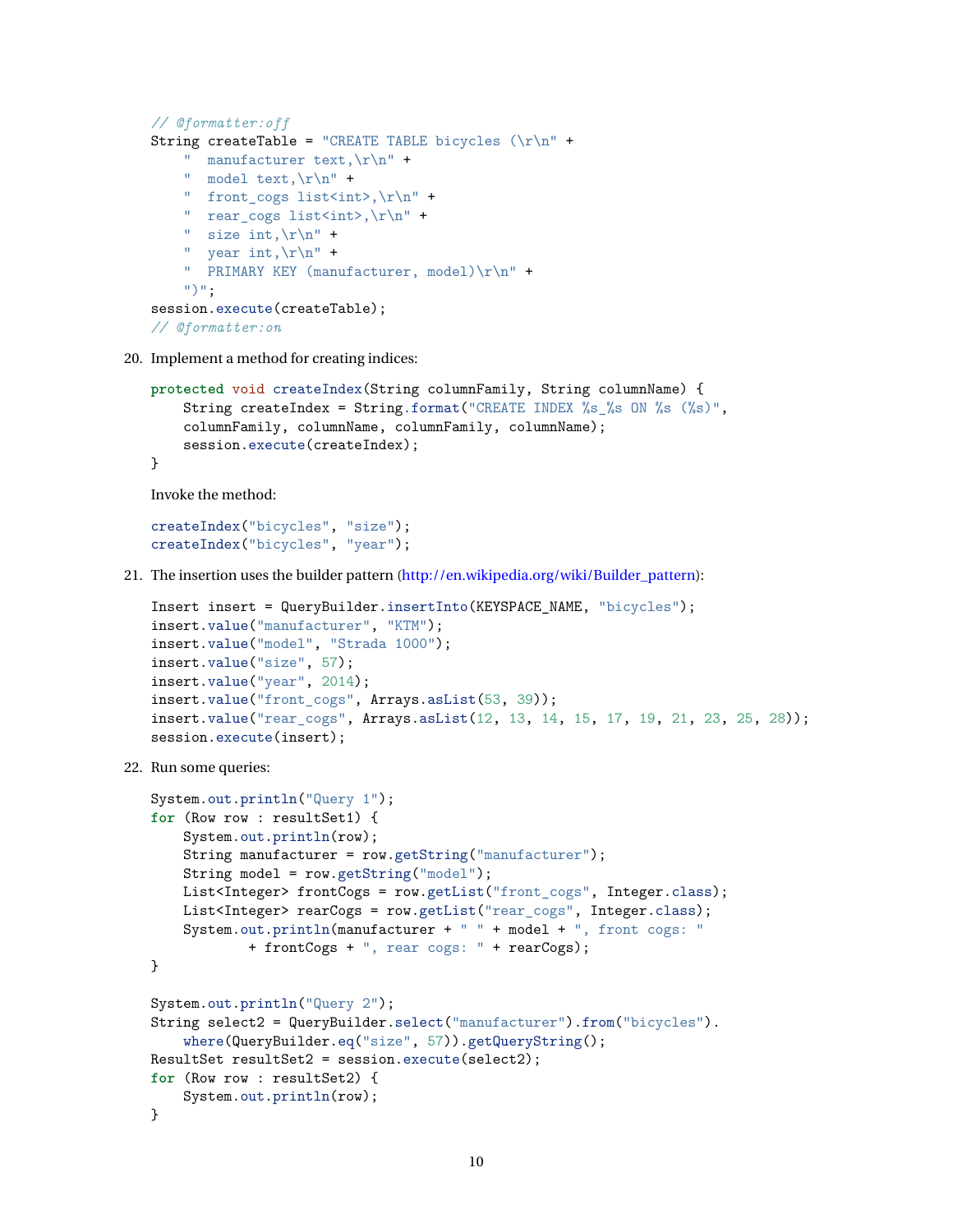```java
// @formatter:off
String createTable = "CREATE TABLE bicycles (\r\n" +
    "  manufacturer text,\r\n" +
    "  model text,\r\n" +
    "  front_cogs list<int>,\r\n" +
    "  rear_cogs list<int>,\r\n" +
    "  size int,\r\n" +
    "  year int,\r\n" +
    "  PRIMARY KEY (manufacturer, model)\r\n" +
    ")";
session.execute(createTable);
// @formatter:on
```

20. Implement a method for creating indices:

```java
protected void createIndex(String columnFamily, String columnName) {
    String createIndex = String.format("CREATE INDEX %s_%s ON %s (%s)",
    columnFamily, columnName, columnFamily, columnName);
    session.execute(createIndex);
}
```

Invoke the method:

```java
createIndex("bicycles", "size");
createIndex("bicycles", "year");
```

21. The insertion uses the builder pattern (http://en.wikipedia.org/wiki/Builder_pattern):

```java
Insert insert = QueryBuilder.insertInto(KEYSPACE_NAME, "bicycles");
insert.value("manufacturer", "KTM");
insert.value("model", "Strada 1000");
insert.value("size", 57);
insert.value("year", 2014);
insert.value("front_cogs", Arrays.asList(53, 39));
insert.value("rear_cogs", Arrays.asList(12, 13, 14, 15, 17, 19, 21, 23, 25, 28));
session.execute(insert);
```

22. Run some queries:

```java
System.out.println("Query 1");
for (Row row : resultSet1) {
    System.out.println(row);
    String manufacturer = row.getString("manufacturer");
    String model = row.getString("model");
    List<Integer> frontCogs = row.getList("front_cogs", Integer.class);
    List<Integer> rearCogs = row.getList("rear_cogs", Integer.class);
    System.out.println(manufacturer + " " + model + ", front cogs: "
            + frontCogs + ", rear cogs: " + rearCogs);
}

System.out.println("Query 2");
String select2 = QueryBuilder.select("manufacturer").from("bicycles").
    where(QueryBuilder.eq("size", 57)).getQueryString();
ResultSet resultSet2 = session.execute(select2);
for (Row row : resultSet2) {
    System.out.println(row);
}
```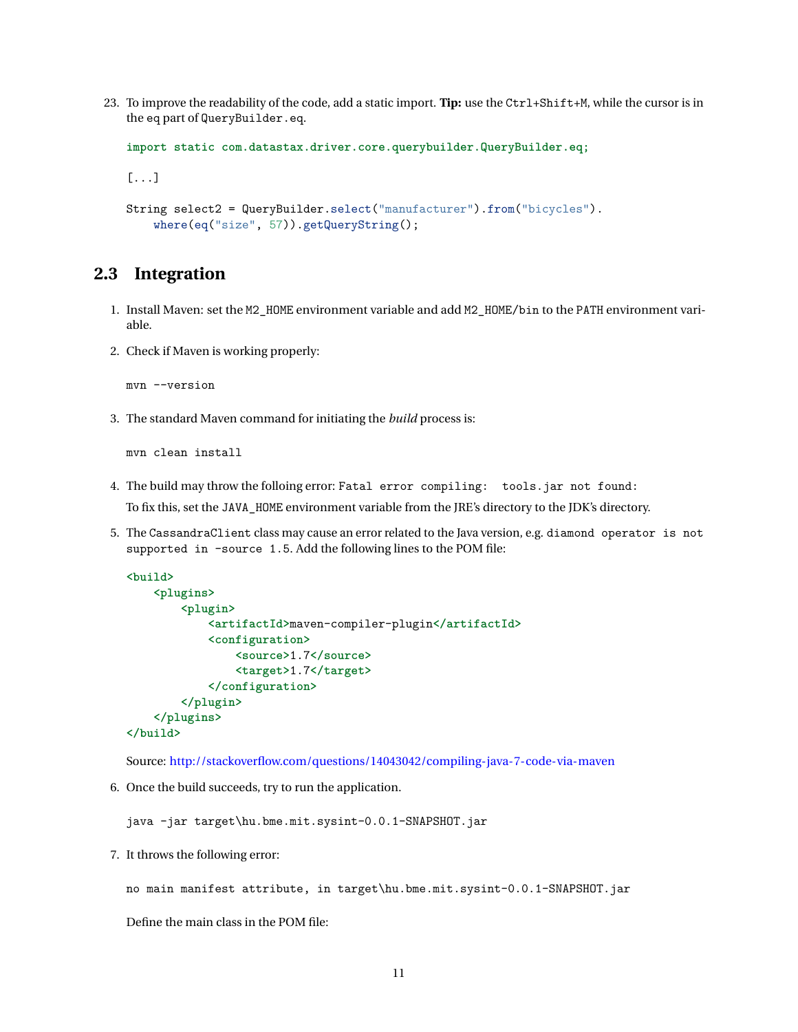23. To improve the readability of the code, add a static import. **Tip:** use the `Ctrl+Shift+M`, while the cursor is in the `eq` part of `QueryBuilder.eq`.

```
import static com.datastax.driver.core.querybuilder.QueryBuilder.eq;

[...]

String select2 = QueryBuilder.select("manufacturer").from("bicycles").
    where(eq("size", 57)).getQueryString();
```

## 2.3 Integration

1. Install Maven: set the `M2_HOME` environment variable and add `M2_HOME/bin` to the `PATH` environment variable.

2. Check if Maven is working properly:

```
mvn --version
```

3. The standard Maven command for initiating the *build* process is:

```
mvn clean install
```

4. The build may throw the folloing error: `Fatal error compiling: tools.jar not found:`

   To fix this, set the `JAVA_HOME` environment variable from the JRE's directory to the JDK's directory.

5. The `CassandraClient` class may cause an error related to the Java version, e.g. `diamond operator is not supported in -source 1.5`. Add the following lines to the POM file:

```
<build>
    <plugins>
        <plugin>
            <artifactId>maven-compiler-plugin</artifactId>
            <configuration>
                <source>1.7</source>
                <target>1.7</target>
            </configuration>
        </plugin>
    </plugins>
</build>
```

   Source: http://stackoverflow.com/questions/14043042/compiling-java-7-code-via-maven

6. Once the build succeeds, try to run the application.

```
java -jar target\hu.bme.mit.sysint-0.0.1-SNAPSHOT.jar
```

7. It throws the following error:

```
no main manifest attribute, in target\hu.bme.mit.sysint-0.0.1-SNAPSHOT.jar
```

   Define the main class in the POM file: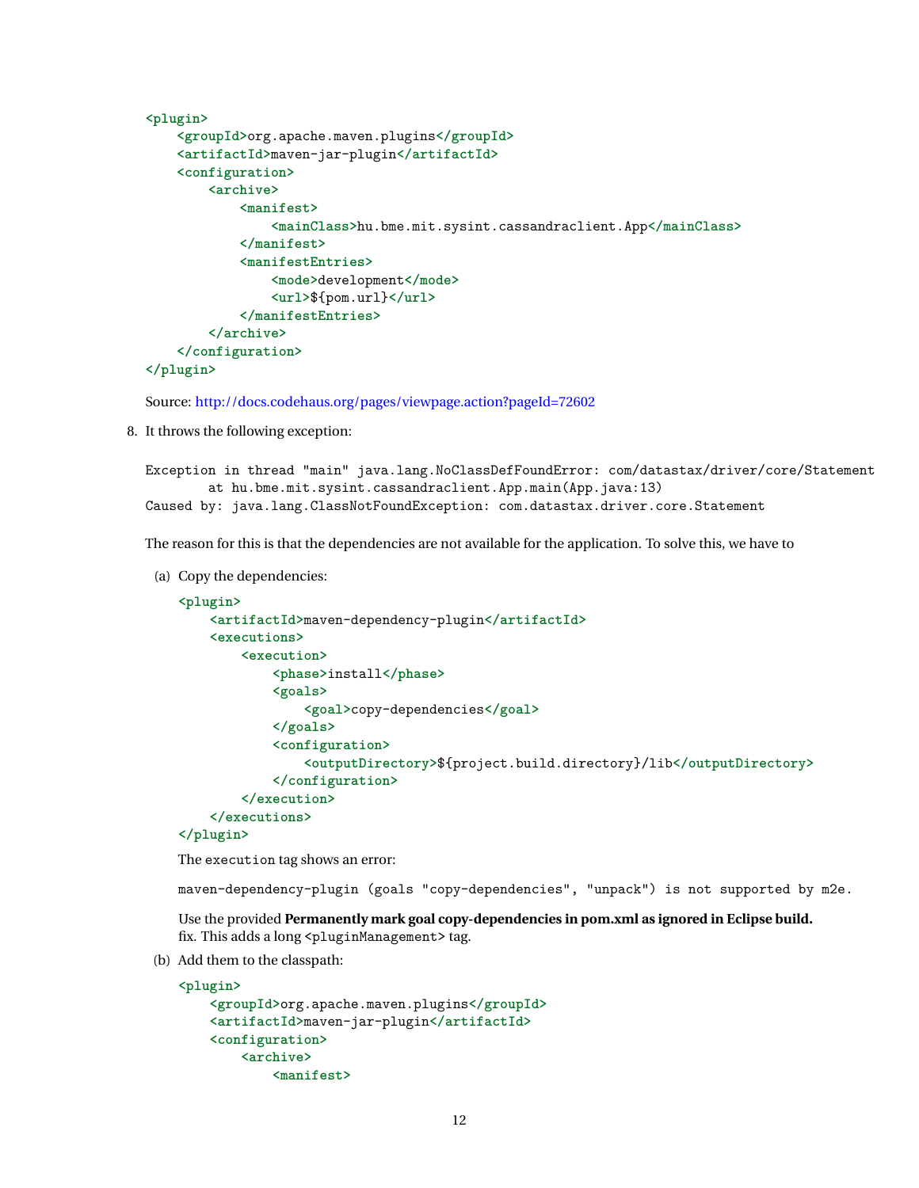```xml
<plugin>
    <groupId>org.apache.maven.plugins</groupId>
    <artifactId>maven-jar-plugin</artifactId>
    <configuration>
        <archive>
            <manifest>
                <mainClass>hu.bme.mit.sysint.cassandraclient.App</mainClass>
            </manifest>
            <manifestEntries>
                <mode>development</mode>
                <url>${pom.url}</url>
            </manifestEntries>
        </archive>
    </configuration>
</plugin>
```

Source: http://docs.codehaus.org/pages/viewpage.action?pageId=72602

8. It throws the following exception:

```
Exception in thread "main" java.lang.NoClassDefFoundError: com/datastax/driver/core/Statement
        at hu.bme.mit.sysint.cassandraclient.App.main(App.java:13)
Caused by: java.lang.ClassNotFoundException: com.datastax.driver.core.Statement
```

The reason for this is that the dependencies are not available for the application. To solve this, we have to

(a) Copy the dependencies:

```xml
<plugin>
    <artifactId>maven-dependency-plugin</artifactId>
    <executions>
        <execution>
            <phase>install</phase>
            <goals>
                <goal>copy-dependencies</goal>
            </goals>
            <configuration>
                <outputDirectory>${project.build.directory}/lib</outputDirectory>
            </configuration>
        </execution>
    </executions>
</plugin>
```

The `execution` tag shows an error:

```
maven-dependency-plugin (goals "copy-dependencies", "unpack") is not supported by m2e.
```

Use the provided **Permanently mark goal copy-dependencies in pom.xml as ignored in Eclipse build.** fix. This adds a long `<pluginManagement>` tag.

(b) Add them to the classpath:

```xml
<plugin>
    <groupId>org.apache.maven.plugins</groupId>
    <artifactId>maven-jar-plugin</artifactId>
    <configuration>
        <archive>
            <manifest>
```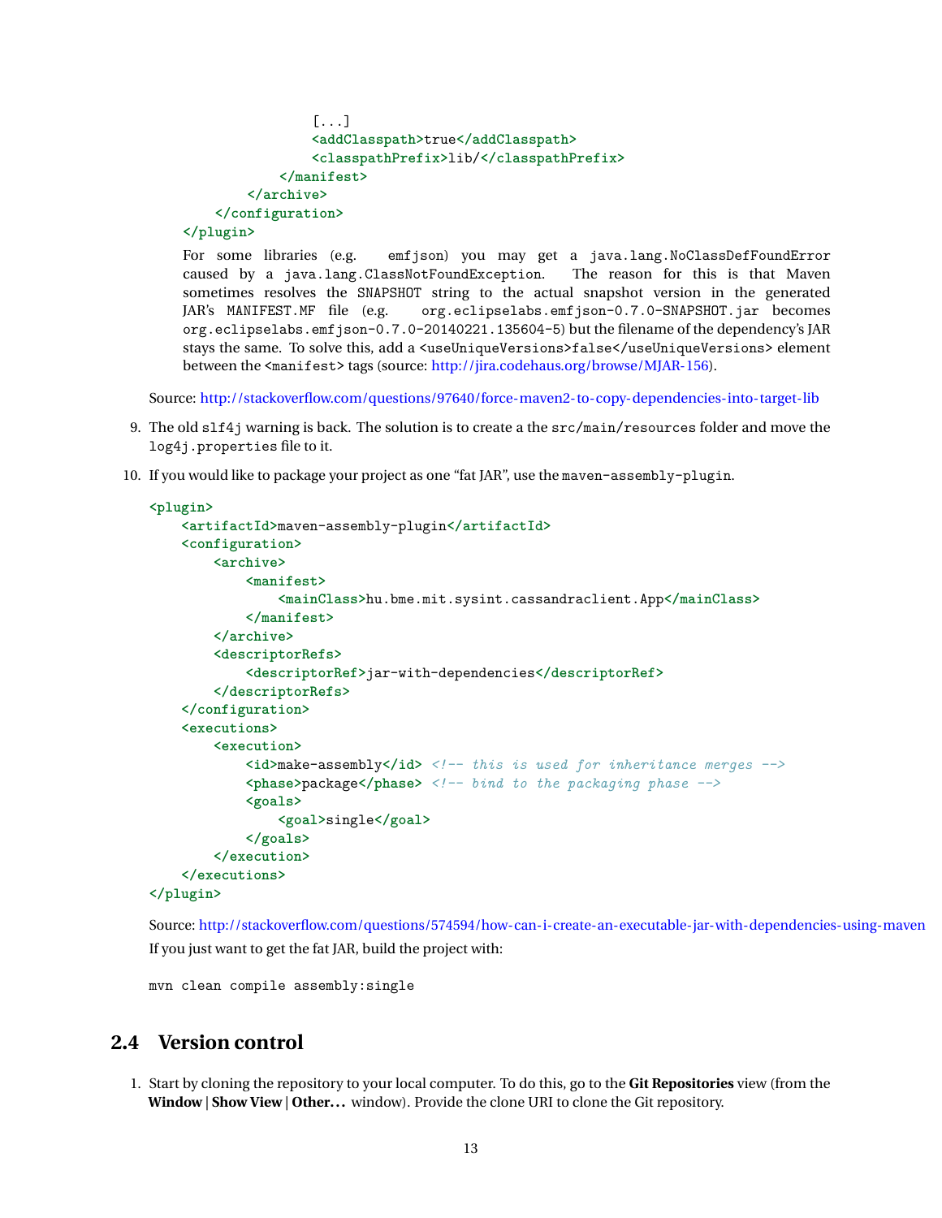```
                [...]
                <addClasspath>true</addClasspath>
                <classpathPrefix>lib/</classpathPrefix>
            </manifest>
        </archive>
    </configuration>
</plugin>
```

For some libraries (e.g. emfjson) you may get a `java.lang.NoClassDefFoundError` caused by a `java.lang.ClassNotFoundException`. The reason for this is that Maven sometimes resolves the `SNAPSHOT` string to the actual snapshot version in the generated JAR's `MANIFEST.MF` file (e.g. `org.eclipselabs.emfjson-0.7.0-SNAPSHOT.jar` becomes `org.eclipselabs.emfjson-0.7.0-20140221.135604-5`) but the filename of the dependency's JAR stays the same. To solve this, add a `<useUniqueVersions>false</useUniqueVersions>` element between the `<manifest>` tags (source: http://jira.codehaus.org/browse/MJAR-156).

Source: http://stackoverflow.com/questions/97640/force-maven2-to-copy-dependencies-into-target-lib

9. The old `slf4j` warning is back. The solution is to create a the `src/main/resources` folder and move the `log4j.properties` file to it.

10. If you would like to package your project as one "fat JAR", use the `maven-assembly-plugin`.

```
<plugin>
    <artifactId>maven-assembly-plugin</artifactId>
    <configuration>
        <archive>
            <manifest>
                <mainClass>hu.bme.mit.sysint.cassandraclient.App</mainClass>
            </manifest>
        </archive>
        <descriptorRefs>
            <descriptorRef>jar-with-dependencies</descriptorRef>
        </descriptorRefs>
    </configuration>
    <executions>
        <execution>
            <id>make-assembly</id> <!-- this is used for inheritance merges -->
            <phase>package</phase> <!-- bind to the packaging phase -->
            <goals>
                <goal>single</goal>
            </goals>
        </execution>
    </executions>
</plugin>
```

Source: http://stackoverflow.com/questions/574594/how-can-i-create-an-executable-jar-with-dependencies-using-maven

If you just want to get the fat JAR, build the project with:

```
mvn clean compile assembly:single
```

## 2.4 Version control

1. Start by cloning the repository to your local computer. To do this, go to the **Git Repositories** view (from the **Window | Show View | Other...** window). Provide the clone URI to clone the Git repository.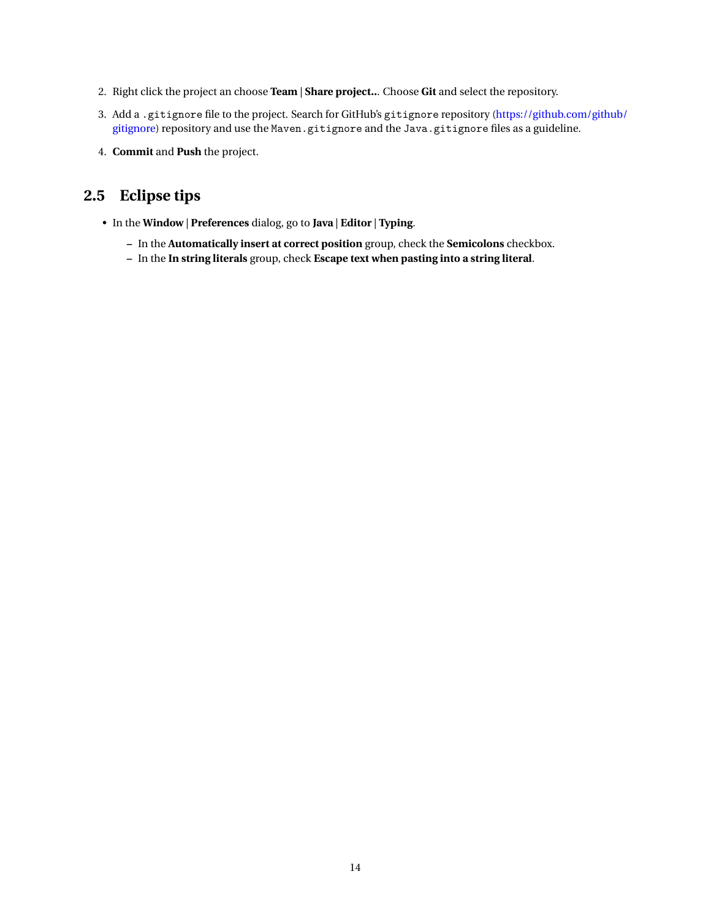2. Right click the project an choose **Team** | **Share project...**. Choose **Git** and select the repository.

3. Add a `.gitignore` file to the project. Search for GitHub's `gitignore` repository (https://github.com/github/gitignore) repository and use the `Maven.gitignore` and the `Java.gitignore` files as a guideline.

4. **Commit** and **Push** the project.

## 2.5 Eclipse tips

- In the **Window** | **Preferences** dialog, go to **Java** | **Editor** | **Typing**.
  - In the **Automatically insert at correct position** group, check the **Semicolons** checkbox.
  - In the **In string literals** group, check **Escape text when pasting into a string literal**.